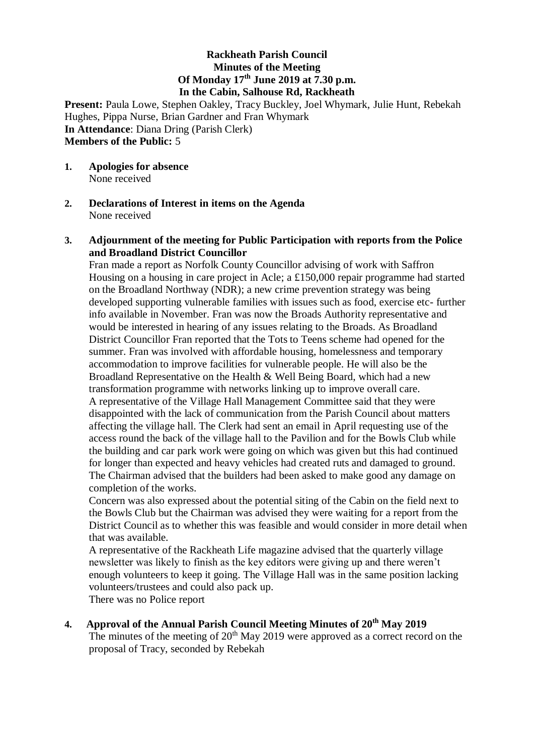# Rackheath Parish Council
## Minutes of the Meeting
## Of Monday 17th June 2019 at 7.30 p.m.
## In the Cabin, Salhouse Rd, Rackheath

**Present:** Paula Lowe, Stephen Oakley, Tracy Buckley, Joel Whymark, Julie Hunt, Rebekah Hughes, Pippa Nurse, Brian Gardner and Fran Whymark
**In Attendance**: Diana Dring (Parish Clerk)
**Members of the Public:** 5

**1. Apologies for absence**
None received

**2. Declarations of Interest in items on the Agenda**
None received

**3. Adjournment of the meeting for Public Participation with reports from the Police and Broadland District Councillor**
Fran made a report as Norfolk County Councillor advising of work with Saffron Housing on a housing in care project in Acle; a £150,000 repair programme had started on the Broadland Northway (NDR); a new crime prevention strategy was being developed supporting vulnerable families with issues such as food, exercise etc- further info available in November. Fran was now the Broads Authority representative and would be interested in hearing of any issues relating to the Broads. As Broadland District Councillor Fran reported that the Tots to Teens scheme had opened for the summer. Fran was involved with affordable housing, homelessness and temporary accommodation to improve facilities for vulnerable people. He will also be the Broadland Representative on the Health & Well Being Board, which had a new transformation programme with networks linking up to improve overall care.
A representative of the Village Hall Management Committee said that they were disappointed with the lack of communication from the Parish Council about matters affecting the village hall. The Clerk had sent an email in April requesting use of the access round the back of the village hall to the Pavilion and for the Bowls Club while the building and car park work were going on which was given but this had continued for longer than expected and heavy vehicles had created ruts and damaged to ground. The Chairman advised that the builders had been asked to make good any damage on completion of the works.
Concern was also expressed about the potential siting of the Cabin on the field next to the Bowls Club but the Chairman was advised they were waiting for a report from the District Council as to whether this was feasible and would consider in more detail when that was available.
A representative of the Rackheath Life magazine advised that the quarterly village newsletter was likely to finish as the key editors were giving up and there weren't enough volunteers to keep it going. The Village Hall was in the same position lacking volunteers/trustees and could also pack up.
There was no Police report

**4. Approval of the Annual Parish Council Meeting Minutes of 20th May 2019**
The minutes of the meeting of 20th May 2019 were approved as a correct record on the proposal of Tracy, seconded by Rebekah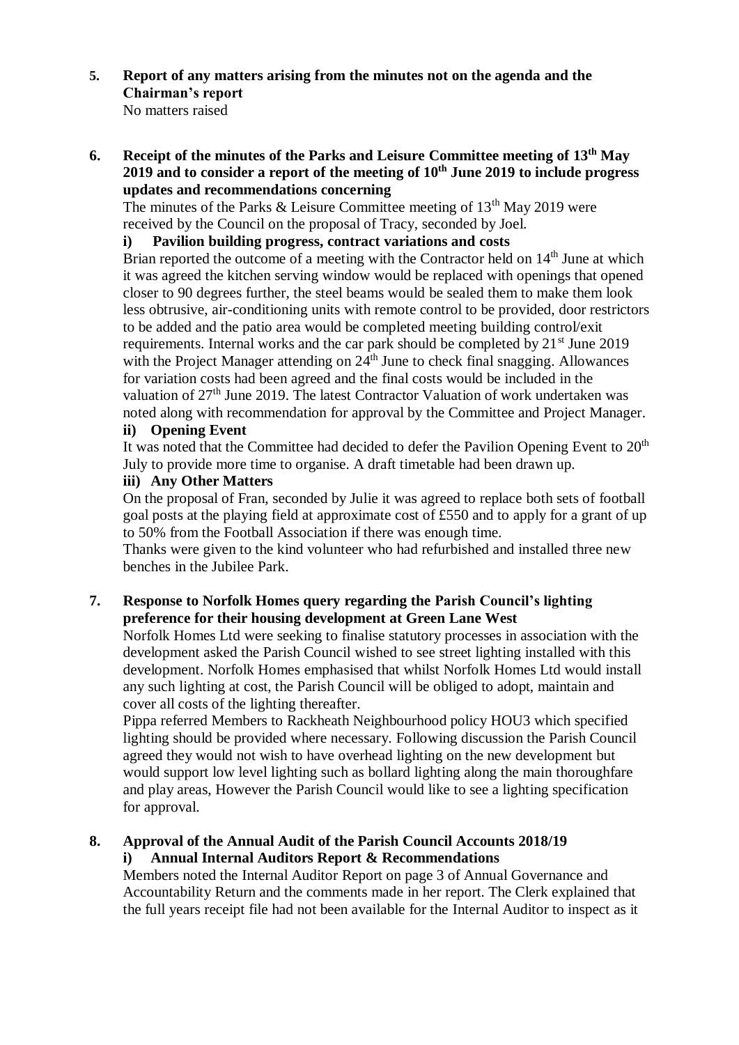**5. Report of any matters arising from the minutes not on the agenda and the Chairman's report**

No matters raised

**6. Receipt of the minutes of the Parks and Leisure Committee meeting of 13th May 2019 and to consider a report of the meeting of 10th June 2019 to include progress updates and recommendations concerning**

The minutes of the Parks & Leisure Committee meeting of 13th May 2019 were received by the Council on the proposal of Tracy, seconded by Joel.

**i) Pavilion building progress, contract variations and costs**

Brian reported the outcome of a meeting with the Contractor held on 14th June at which it was agreed the kitchen serving window would be replaced with openings that opened closer to 90 degrees further, the steel beams would be sealed them to make them look less obtrusive, air-conditioning units with remote control to be provided, door restrictors to be added and the patio area would be completed meeting building control/exit requirements. Internal works and the car park should be completed by 21st June 2019 with the Project Manager attending on 24th June to check final snagging. Allowances for variation costs had been agreed and the final costs would be included in the valuation of 27th June 2019. The latest Contractor Valuation of work undertaken was noted along with recommendation for approval by the Committee and Project Manager.

**ii) Opening Event**

It was noted that the Committee had decided to defer the Pavilion Opening Event to 20th July to provide more time to organise. A draft timetable had been drawn up.

**iii) Any Other Matters**

On the proposal of Fran, seconded by Julie it was agreed to replace both sets of football goal posts at the playing field at approximate cost of £550 and to apply for a grant of up to 50% from the Football Association if there was enough time.

Thanks were given to the kind volunteer who had refurbished and installed three new benches in the Jubilee Park.

**7. Response to Norfolk Homes query regarding the Parish Council's lighting preference for their housing development at Green Lane West**

Norfolk Homes Ltd were seeking to finalise statutory processes in association with the development asked the Parish Council wished to see street lighting installed with this development. Norfolk Homes emphasised that whilst Norfolk Homes Ltd would install any such lighting at cost, the Parish Council will be obliged to adopt, maintain and cover all costs of the lighting thereafter.

Pippa referred Members to Rackheath Neighbourhood policy HOU3 which specified lighting should be provided where necessary. Following discussion the Parish Council agreed they would not wish to have overhead lighting on the new development but would support low level lighting such as bollard lighting along the main thoroughfare and play areas, However the Parish Council would like to see a lighting specification for approval.

**8. Approval of the Annual Audit of the Parish Council Accounts 2018/19**

**i) Annual Internal Auditors Report & Recommendations**

Members noted the Internal Auditor Report on page 3 of Annual Governance and Accountability Return and the comments made in her report. The Clerk explained that the full years receipt file had not been available for the Internal Auditor to inspect as it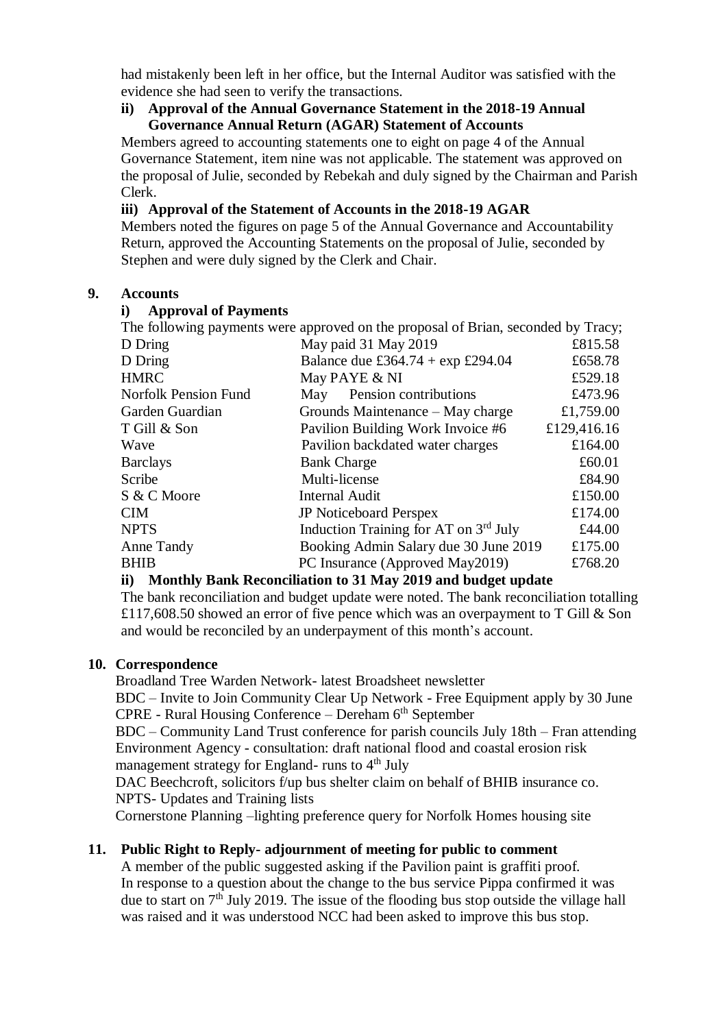had mistakenly been left in her office, but the Internal Auditor was satisfied with the evidence she had seen to verify the transactions.

**ii) Approval of the Annual Governance Statement in the 2018-19 Annual Governance Annual Return (AGAR) Statement of Accounts**

Members agreed to accounting statements one to eight on page 4 of the Annual Governance Statement, item nine was not applicable. The statement was approved on the proposal of Julie, seconded by Rebekah and duly signed by the Chairman and Parish Clerk.

**iii) Approval of the Statement of Accounts in the 2018-19 AGAR**

Members noted the figures on page 5 of the Annual Governance and Accountability Return, approved the Accounting Statements on the proposal of Julie, seconded by Stephen and were duly signed by the Clerk and Chair.

## 9. Accounts

**i) Approval of Payments**

The following payments were approved on the proposal of Brian, seconded by Tracy;

| | | |
|---|---|---|
| D Dring | May paid 31 May 2019 | £815.58 |
| D Dring | Balance due £364.74 + exp £294.04 | £658.78 |
| HMRC | May PAYE & NI | £529.18 |
| Norfolk Pension Fund | May Pension contributions | £473.96 |
| Garden Guardian | Grounds Maintenance – May charge | £1,759.00 |
| T Gill & Son | Pavilion Building Work Invoice #6 | £129,416.16 |
| Wave | Pavilion backdated water charges | £164.00 |
| Barclays | Bank Charge | £60.01 |
| Scribe | Multi-license | £84.90 |
| S & C Moore | Internal Audit | £150.00 |
| CIM | JP Noticeboard Perspex | £174.00 |
| NPTS | Induction Training for AT on 3rd July | £44.00 |
| Anne Tandy | Booking Admin Salary due 30 June 2019 | £175.00 |
| BHIB | PC Insurance (Approved May2019) | £768.20 |

**ii) Monthly Bank Reconciliation to 31 May 2019 and budget update**

The bank reconciliation and budget update were noted. The bank reconciliation totalling £117,608.50 showed an error of five pence which was an overpayment to T Gill & Son and would be reconciled by an underpayment of this month's account.

## 10. Correspondence

Broadland Tree Warden Network- latest Broadsheet newsletter

BDC – Invite to Join Community Clear Up Network - Free Equipment apply by 30 June

CPRE - Rural Housing Conference – Dereham 6th September

BDC – Community Land Trust conference for parish councils July 18th – Fran attending

Environment Agency - consultation: draft national flood and coastal erosion risk management strategy for England- runs to 4th July

DAC Beechcroft, solicitors f/up bus shelter claim on behalf of BHIB insurance co.

NPTS- Updates and Training lists

Cornerstone Planning –lighting preference query for Norfolk Homes housing site

## 11. Public Right to Reply- adjournment of meeting for public to comment

A member of the public suggested asking if the Pavilion paint is graffiti proof.

In response to a question about the change to the bus service Pippa confirmed it was due to start on 7th July 2019. The issue of the flooding bus stop outside the village hall was raised and it was understood NCC had been asked to improve this bus stop.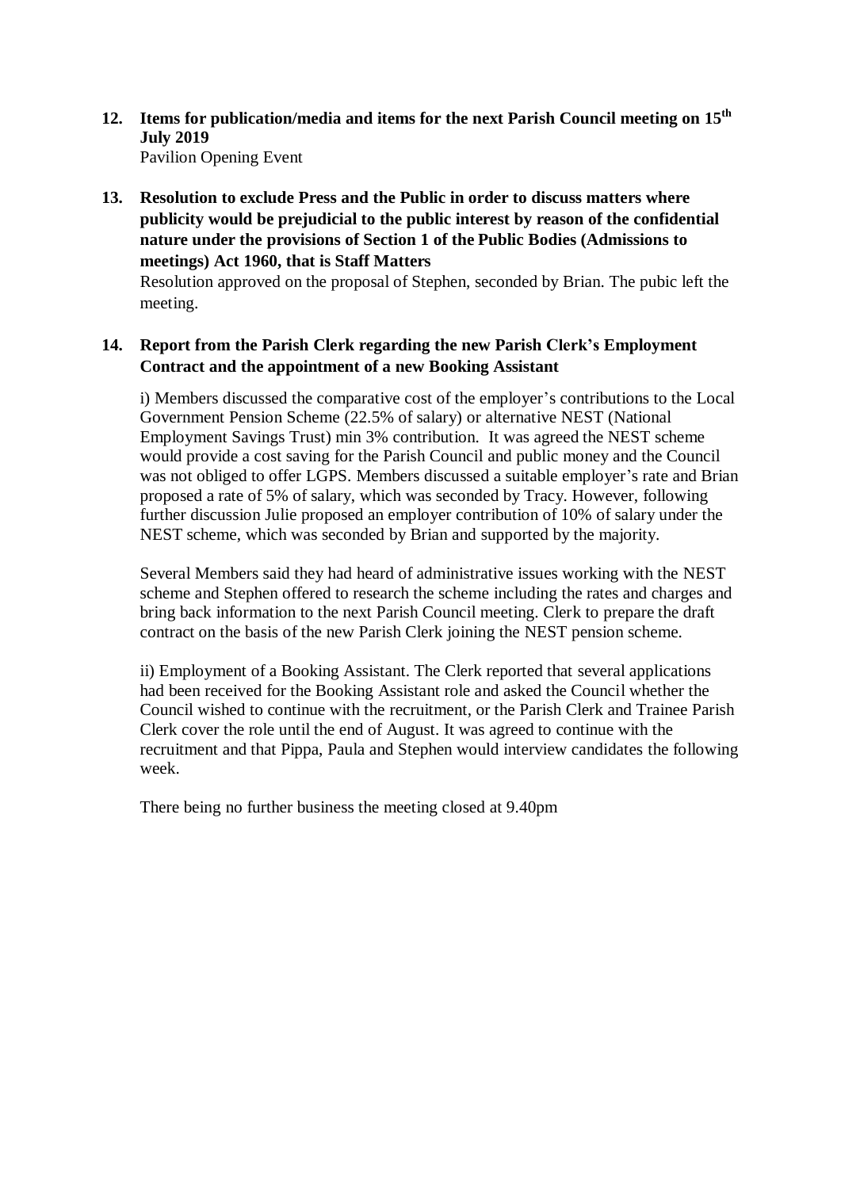**12. Items for publication/media and items for the next Parish Council meeting on 15th July 2019**

Pavilion Opening Event

**13. Resolution to exclude Press and the Public in order to discuss matters where publicity would be prejudicial to the public interest by reason of the confidential nature under the provisions of Section 1 of the Public Bodies (Admissions to meetings) Act 1960, that is Staff Matters**

Resolution approved on the proposal of Stephen, seconded by Brian. The pubic left the meeting.

**14. Report from the Parish Clerk regarding the new Parish Clerk's Employment Contract and the appointment of a new Booking Assistant**

i) Members discussed the comparative cost of the employer's contributions to the Local Government Pension Scheme (22.5% of salary) or alternative NEST (National Employment Savings Trust) min 3% contribution. It was agreed the NEST scheme would provide a cost saving for the Parish Council and public money and the Council was not obliged to offer LGPS. Members discussed a suitable employer's rate and Brian proposed a rate of 5% of salary, which was seconded by Tracy. However, following further discussion Julie proposed an employer contribution of 10% of salary under the NEST scheme, which was seconded by Brian and supported by the majority.

Several Members said they had heard of administrative issues working with the NEST scheme and Stephen offered to research the scheme including the rates and charges and bring back information to the next Parish Council meeting. Clerk to prepare the draft contract on the basis of the new Parish Clerk joining the NEST pension scheme.

ii) Employment of a Booking Assistant. The Clerk reported that several applications had been received for the Booking Assistant role and asked the Council whether the Council wished to continue with the recruitment, or the Parish Clerk and Trainee Parish Clerk cover the role until the end of August. It was agreed to continue with the recruitment and that Pippa, Paula and Stephen would interview candidates the following week.

There being no further business the meeting closed at 9.40pm